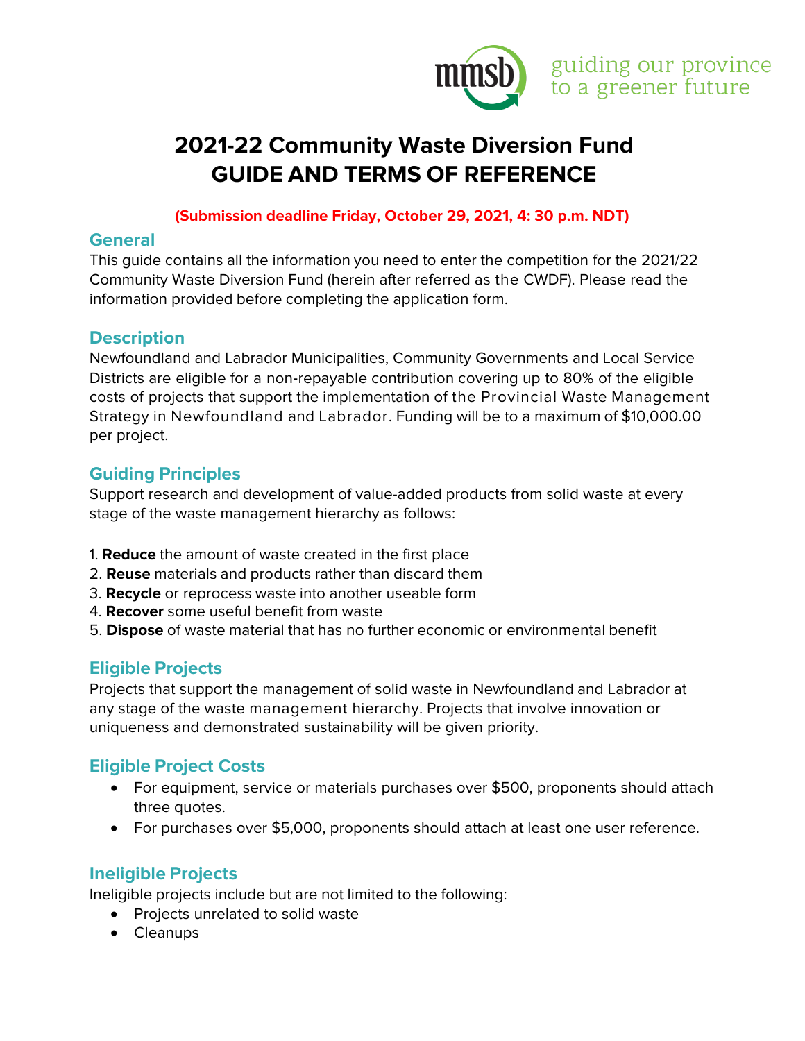mmsb guiding our province to a greener future

# 2021-22 Community Waste Diversion Fund
# GUIDE AND TERMS OF REFERENCE

**(Submission deadline Friday, October 29, 2021, 4: 30 p.m. NDT)**

## General

This guide contains all the information you need to enter the competition for the 2021/22 Community Waste Diversion Fund (herein after referred as the CWDF). Please read the information provided before completing the application form.

## Description

Newfoundland and Labrador Municipalities, Community Governments and Local Service Districts are eligible for a non-repayable contribution covering up to 80% of the eligible costs of projects that support the implementation of the Provincial Waste Management Strategy in Newfoundland and Labrador. Funding will be to a maximum of $10,000.00 per project.

## Guiding Principles

Support research and development of value-added products from solid waste at every stage of the waste management hierarchy as follows:

1. **Reduce** the amount of waste created in the first place
2. **Reuse** materials and products rather than discard them
3. **Recycle** or reprocess waste into another useable form
4. **Recover** some useful benefit from waste
5. **Dispose** of waste material that has no further economic or environmental benefit

## Eligible Projects

Projects that support the management of solid waste in Newfoundland and Labrador at any stage of the waste management hierarchy. Projects that involve innovation or uniqueness and demonstrated sustainability will be given priority.

## Eligible Project Costs

- For equipment, service or materials purchases over $500, proponents should attach three quotes.
- For purchases over $5,000, proponents should attach at least one user reference.

## Ineligible Projects

Ineligible projects include but are not limited to the following:

- Projects unrelated to solid waste
- Cleanups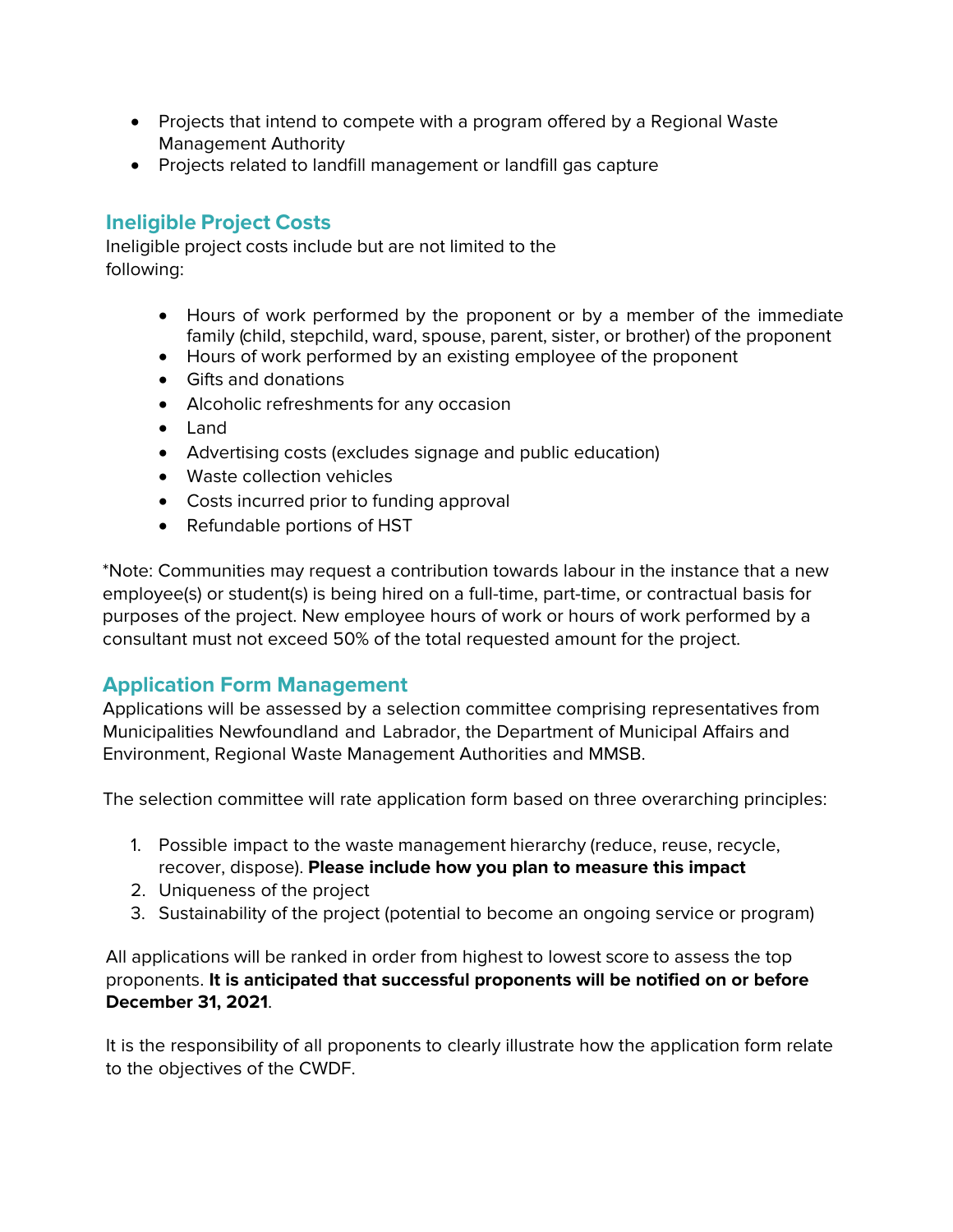- Projects that intend to compete with a program offered by a Regional Waste Management Authority
- Projects related to landfill management or landfill gas capture

## Ineligible Project Costs

Ineligible project costs include but are not limited to the following:

- Hours of work performed by the proponent or by a member of the immediate family (child, stepchild, ward, spouse, parent, sister, or brother) of the proponent
- Hours of work performed by an existing employee of the proponent
- Gifts and donations
- Alcoholic refreshments for any occasion
- Land
- Advertising costs (excludes signage and public education)
- Waste collection vehicles
- Costs incurred prior to funding approval
- Refundable portions of HST

*Note: Communities may request a contribution towards labour in the instance that a new employee(s) or student(s) is being hired on a full-time, part-time, or contractual basis for purposes of the project. New employee hours of work or hours of work performed by a consultant must not exceed 50% of the total requested amount for the project.

## Application Form Management

Applications will be assessed by a selection committee comprising representatives from Municipalities Newfoundland and Labrador, the Department of Municipal Affairs and Environment, Regional Waste Management Authorities and MMSB.

The selection committee will rate application form based on three overarching principles:

1. Possible impact to the waste management hierarchy (reduce, reuse, recycle, recover, dispose). **Please include how you plan to measure this impact**
2. Uniqueness of the project
3. Sustainability of the project (potential to become an ongoing service or program)

All applications will be ranked in order from highest to lowest score to assess the top proponents. **It is anticipated that successful proponents will be notified on or before December 31, 2021**.

It is the responsibility of all proponents to clearly illustrate how the application form relate to the objectives of the CWDF.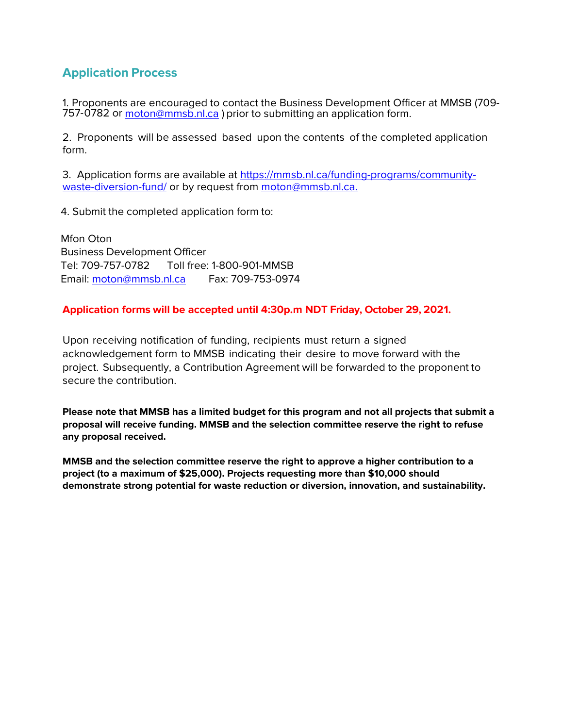## Application Process

1. Proponents are encouraged to contact the Business Development Officer at MMSB (709-757-0782 or moton@mmsb.nl.ca ) prior to submitting an application form.

2. Proponents will be assessed based upon the contents of the completed application form.

3. Application forms are available at https://mmsb.nl.ca/funding-programs/community-waste-diversion-fund/ or by request from moton@mmsb.nl.ca.

4. Submit the completed application form to:

Mfon Oton
Business Development Officer
Tel: 709-757-0782 Toll free: 1-800-901-MMSB
Email: moton@mmsb.nl.ca Fax: 709-753-0974

**Application forms will be accepted until 4:30p.m NDT Friday, October 29, 2021.**

Upon receiving notification of funding, recipients must return a signed acknowledgement form to MMSB indicating their desire to move forward with the project. Subsequently, a Contribution Agreement will be forwarded to the proponent to secure the contribution.

**Please note that MMSB has a limited budget for this program and not all projects that submit a proposal will receive funding. MMSB and the selection committee reserve the right to refuse any proposal received.**

**MMSB and the selection committee reserve the right to approve a higher contribution to a project (to a maximum of $25,000). Projects requesting more than $10,000 should demonstrate strong potential for waste reduction or diversion, innovation, and sustainability.**